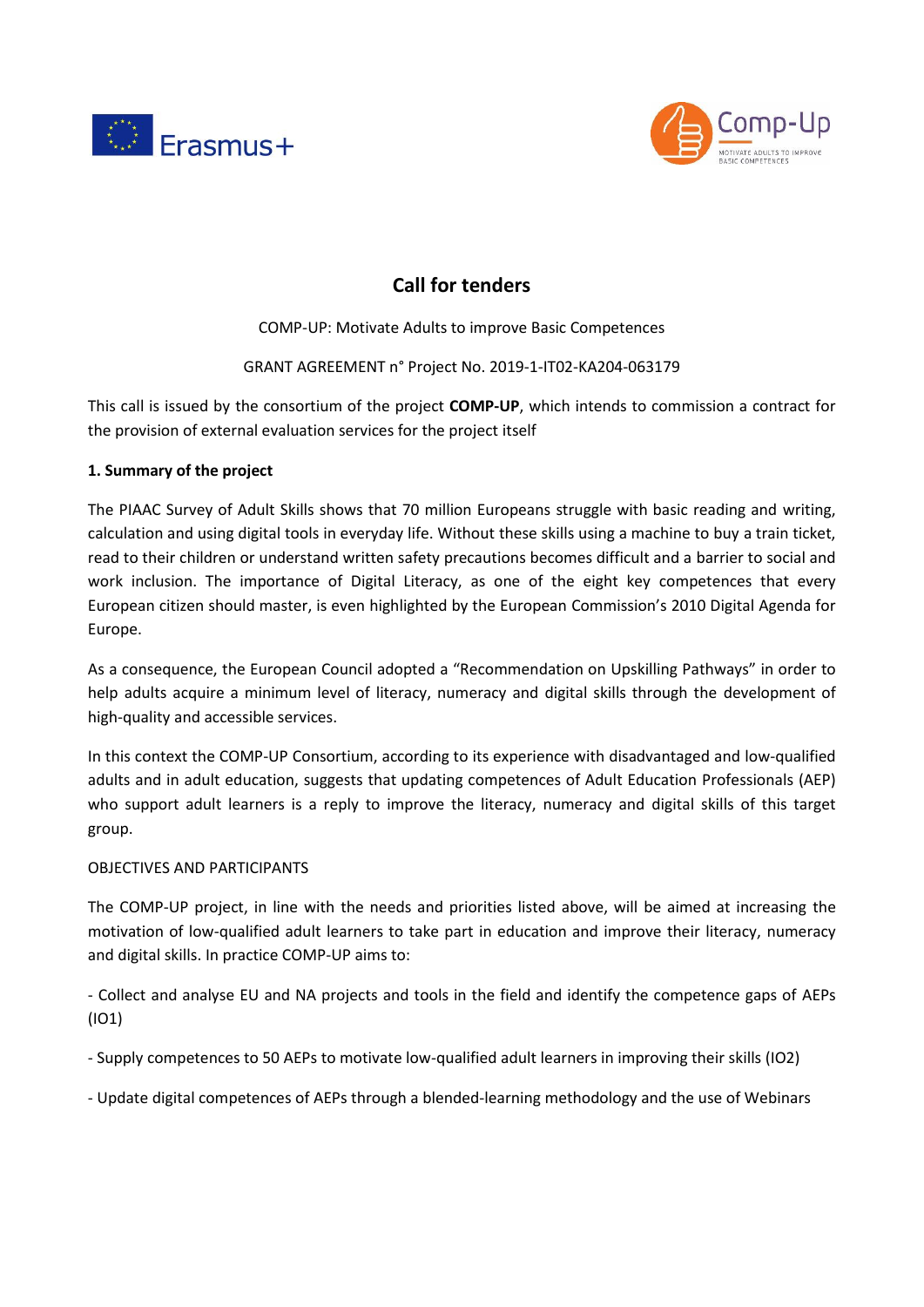# Call for tenders

COMP-UP: Motivate Adults to improve Basic Competences

GRANT AGREEMENT n° Project No. 2019-1-IT02-KA204-063179

This call is issued by the consortium of the project **COMP-UP**, which intends to commission a contract for the provision of external evaluation services for the project itself

**1. Summary of the project**

The PIAAC Survey of Adult Skills shows that 70 million Europeans struggle with basic reading and writing, calculation and using digital tools in everyday life. Without these skills using a machine to buy a train ticket, read to their children or understand written safety precautions becomes difficult and a barrier to social and work inclusion. The importance of Digital Literacy, as one of the eight key competences that every European citizen should master, is even highlighted by the European Commission's 2010 Digital Agenda for Europe.

As a consequence, the European Council adopted a "Recommendation on Upskilling Pathways" in order to help adults acquire a minimum level of literacy, numeracy and digital skills through the development of high-quality and accessible services.

In this context the COMP-UP Consortium, according to its experience with disadvantaged and low-qualified adults and in adult education, suggests that updating competences of Adult Education Professionals (AEP) who support adult learners is a reply to improve the literacy, numeracy and digital skills of this target group.

OBJECTIVES AND PARTICIPANTS

The COMP-UP project, in line with the needs and priorities listed above, will be aimed at increasing the motivation of low-qualified adult learners to take part in education and improve their literacy, numeracy and digital skills. In practice COMP-UP aims to:

- Collect and analyse EU and NA projects and tools in the field and identify the competence gaps of AEPs (IO1)

- Supply competences to 50 AEPs to motivate low-qualified adult learners in improving their skills (IO2)

- Update digital competences of AEPs through a blended-learning methodology and the use of Webinars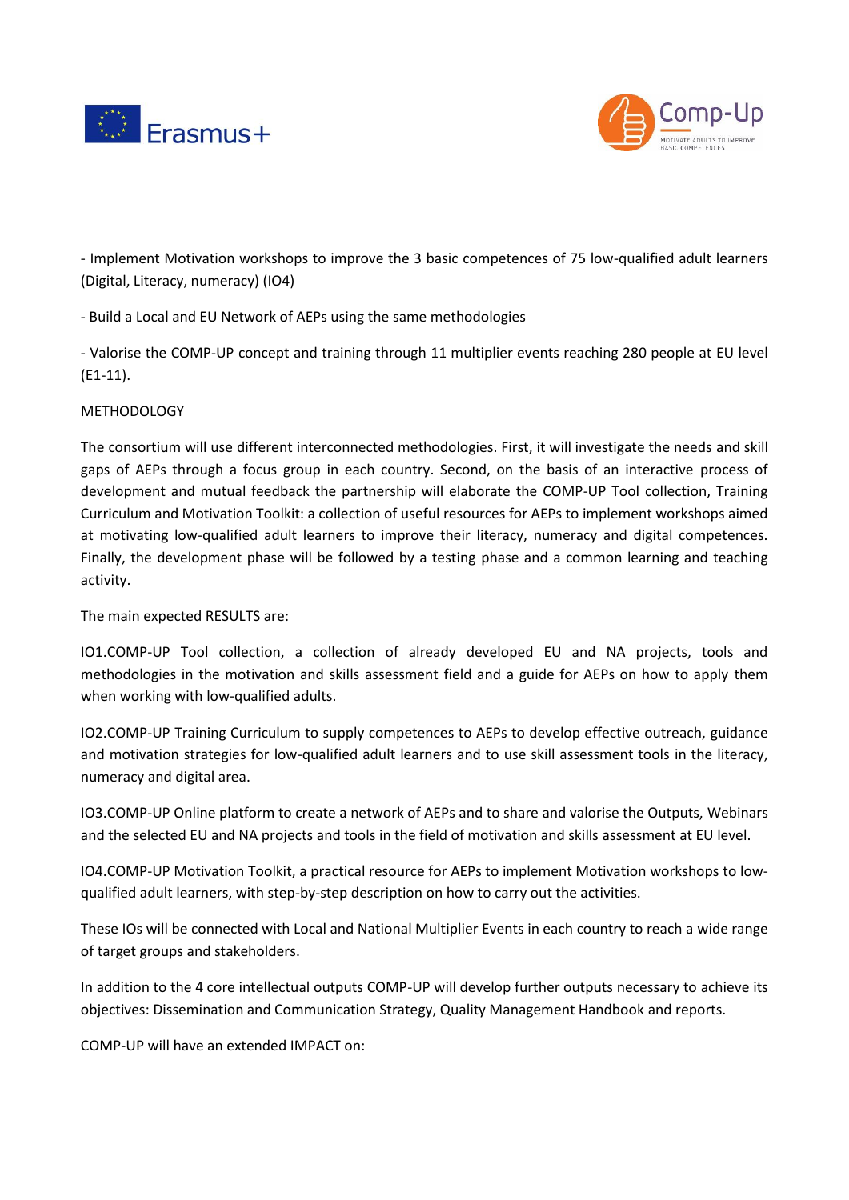- Implement Motivation workshops to improve the 3 basic competences of 75 low-qualified adult learners (Digital, Literacy, numeracy) (IO4)

- Build a Local and EU Network of AEPs using the same methodologies

- Valorise the COMP-UP concept and training through 11 multiplier events reaching 280 people at EU level (E1-11).

METHODOLOGY

The consortium will use different interconnected methodologies. First, it will investigate the needs and skill gaps of AEPs through a focus group in each country. Second, on the basis of an interactive process of development and mutual feedback the partnership will elaborate the COMP-UP Tool collection, Training Curriculum and Motivation Toolkit: a collection of useful resources for AEPs to implement workshops aimed at motivating low-qualified adult learners to improve their literacy, numeracy and digital competences. Finally, the development phase will be followed by a testing phase and a common learning and teaching activity.

The main expected RESULTS are:

IO1.COMP-UP Tool collection, a collection of already developed EU and NA projects, tools and methodologies in the motivation and skills assessment field and a guide for AEPs on how to apply them when working with low-qualified adults.

IO2.COMP-UP Training Curriculum to supply competences to AEPs to develop effective outreach, guidance and motivation strategies for low-qualified adult learners and to use skill assessment tools in the literacy, numeracy and digital area.

IO3.COMP-UP Online platform to create a network of AEPs and to share and valorise the Outputs, Webinars and the selected EU and NA projects and tools in the field of motivation and skills assessment at EU level.

IO4.COMP-UP Motivation Toolkit, a practical resource for AEPs to implement Motivation workshops to low-qualified adult learners, with step-by-step description on how to carry out the activities.

These IOs will be connected with Local and National Multiplier Events in each country to reach a wide range of target groups and stakeholders.

In addition to the 4 core intellectual outputs COMP-UP will develop further outputs necessary to achieve its objectives: Dissemination and Communication Strategy, Quality Management Handbook and reports.

COMP-UP will have an extended IMPACT on: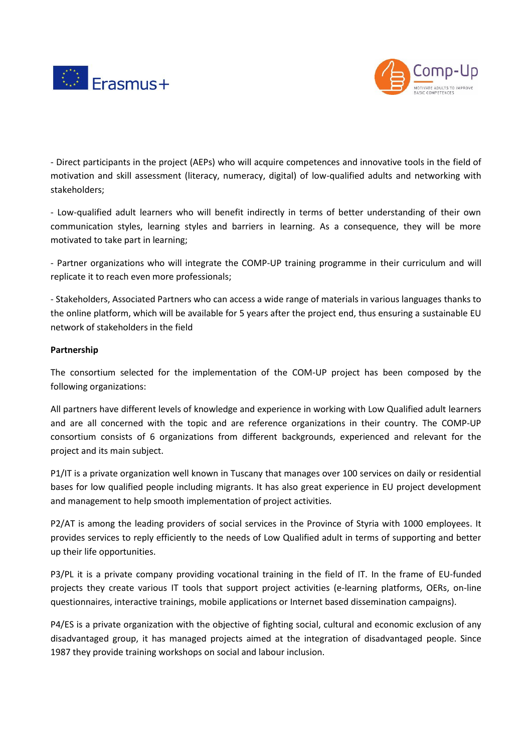- Direct participants in the project (AEPs) who will acquire competences and innovative tools in the field of motivation and skill assessment (literacy, numeracy, digital) of low-qualified adults and networking with stakeholders;

- Low-qualified adult learners who will benefit indirectly in terms of better understanding of their own communication styles, learning styles and barriers in learning. As a consequence, they will be more motivated to take part in learning;

- Partner organizations who will integrate the COMP-UP training programme in their curriculum and will replicate it to reach even more professionals;

- Stakeholders, Associated Partners who can access a wide range of materials in various languages thanks to the online platform, which will be available for 5 years after the project end, thus ensuring a sustainable EU network of stakeholders in the field

**Partnership**

The consortium selected for the implementation of the COM-UP project has been composed by the following organizations:

All partners have different levels of knowledge and experience in working with Low Qualified adult learners and are all concerned with the topic and are reference organizations in their country. The COMP-UP consortium consists of 6 organizations from different backgrounds, experienced and relevant for the project and its main subject.

P1/IT is a private organization well known in Tuscany that manages over 100 services on daily or residential bases for low qualified people including migrants. It has also great experience in EU project development and management to help smooth implementation of project activities.

P2/AT is among the leading providers of social services in the Province of Styria with 1000 employees. It provides services to reply efficiently to the needs of Low Qualified adult in terms of supporting and better up their life opportunities.

P3/PL it is a private company providing vocational training in the field of IT. In the frame of EU-funded projects they create various IT tools that support project activities (e-learning platforms, OERs, on-line questionnaires, interactive trainings, mobile applications or Internet based dissemination campaigns).

P4/ES is a private organization with the objective of fighting social, cultural and economic exclusion of any disadvantaged group, it has managed projects aimed at the integration of disadvantaged people. Since 1987 they provide training workshops on social and labour inclusion.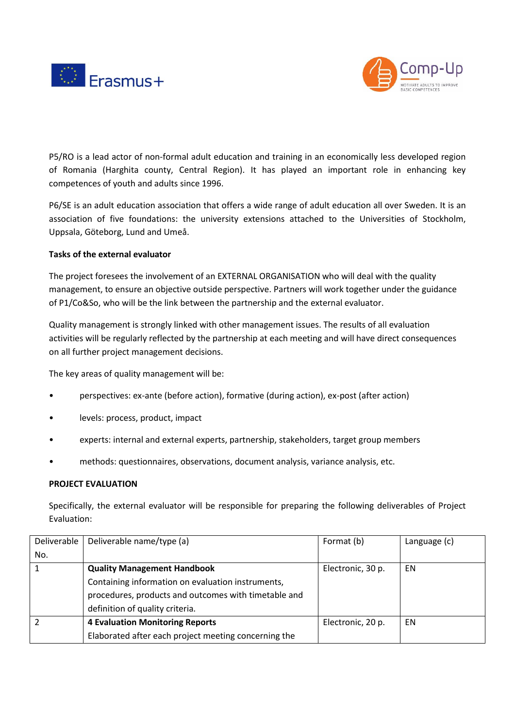P5/RO is a lead actor of non-formal adult education and training in an economically less developed region of Romania (Harghita county, Central Region). It has played an important role in enhancing key competences of youth and adults since 1996.

P6/SE is an adult education association that offers a wide range of adult education all over Sweden. It is an association of five foundations: the university extensions attached to the Universities of Stockholm, Uppsala, Göteborg, Lund and Umeå.

**Tasks of the external evaluator**

The project foresees the involvement of an EXTERNAL ORGANISATION who will deal with the quality management, to ensure an objective outside perspective. Partners will work together under the guidance of P1/Co&So, who will be the link between the partnership and the external evaluator.

Quality management is strongly linked with other management issues. The results of all evaluation activities will be regularly reflected by the partnership at each meeting and will have direct consequences on all further project management decisions.

The key areas of quality management will be:

- perspectives: ex-ante (before action), formative (during action), ex-post (after action)
- levels: process, product, impact
- experts: internal and external experts, partnership, stakeholders, target group members
- methods: questionnaires, observations, document analysis, variance analysis, etc.

**PROJECT EVALUATION**

Specifically, the external evaluator will be responsible for preparing the following deliverables of Project Evaluation:

| Deliverable No. | Deliverable name/type (a) | Format (b) | Language (c) |
|---|---|---|---|
| 1 | **Quality Management Handbook** Containing information on evaluation instruments, procedures, products and outcomes with timetable and definition of quality criteria. | Electronic, 30 p. | EN |
| 2 | **4 Evaluation Monitoring Reports** Elaborated after each project meeting concerning the | Electronic, 20 p. | EN |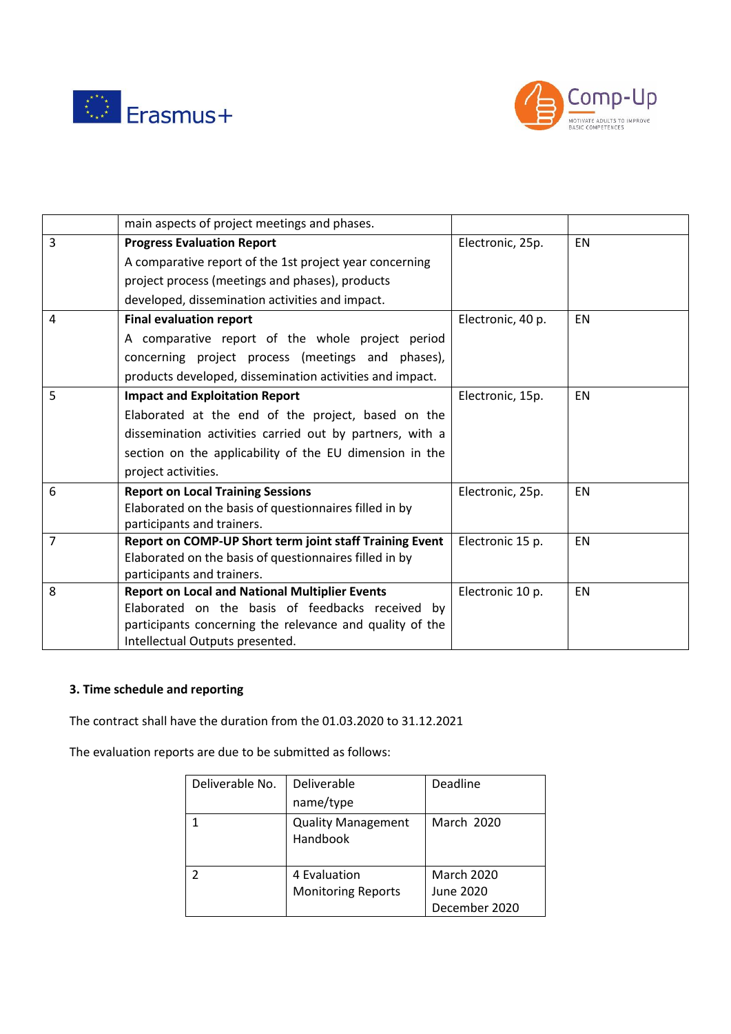|  | main aspects of project meetings and phases. |  |  |
|---|---|---|---|
| 3 | **Progress Evaluation Report** A comparative report of the 1st project year concerning project process (meetings and phases), products developed, dissemination activities and impact. | Electronic, 25p. | EN |
| 4 | **Final evaluation report** A comparative report of the whole project period concerning project process (meetings and phases), products developed, dissemination activities and impact. | Electronic, 40 p. | EN |
| 5 | **Impact and Exploitation Report** Elaborated at the end of the project, based on the dissemination activities carried out by partners, with a section on the applicability of the EU dimension in the project activities. | Electronic, 15p. | EN |
| 6 | **Report on Local Training Sessions** Elaborated on the basis of questionnaires filled in by participants and trainers. | Electronic, 25p. | EN |
| 7 | **Report on COMP-UP Short term joint staff Training Event** Elaborated on the basis of questionnaires filled in by participants and trainers. | Electronic 15 p. | EN |
| 8 | **Report on Local and National Multiplier Events** Elaborated on the basis of feedbacks received by participants concerning the relevance and quality of the Intellectual Outputs presented. | Electronic 10 p. | EN |

**3. Time schedule and reporting**

The contract shall have the duration from the 01.03.2020 to 31.12.2021

The evaluation reports are due to be submitted as follows:

| Deliverable No. | Deliverable name/type | Deadline |
|---|---|---|
| 1 | Quality Management Handbook | March 2020 |
| 2 | 4 Evaluation Monitoring Reports | March 2020<br>June 2020<br>December 2020 |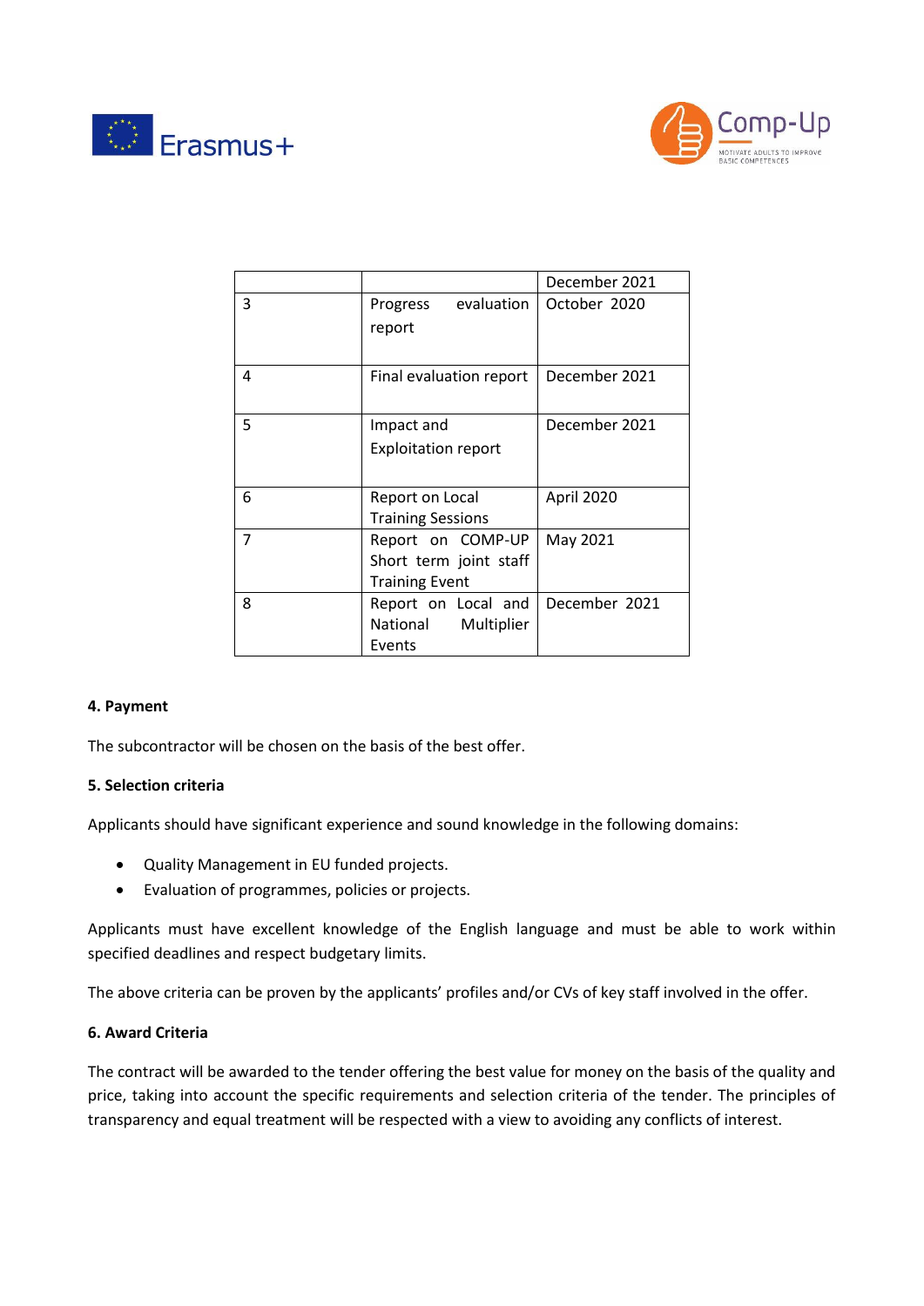| | | December 2021 |
|---|---|---|
| 3 | Progress evaluation report | October 2020 |
| 4 | Final evaluation report | December 2021 |
| 5 | Impact and Exploitation report | December 2021 |
| 6 | Report on Local Training Sessions | April 2020 |
| 7 | Report on COMP-UP Short term joint staff Training Event | May 2021 |
| 8 | Report on Local and National Multiplier Events | December 2021 |

**4. Payment**

The subcontractor will be chosen on the basis of the best offer.

**5. Selection criteria**

Applicants should have significant experience and sound knowledge in the following domains:

- Quality Management in EU funded projects.
- Evaluation of programmes, policies or projects.

Applicants must have excellent knowledge of the English language and must be able to work within specified deadlines and respect budgetary limits.

The above criteria can be proven by the applicants' profiles and/or CVs of key staff involved in the offer.

**6. Award Criteria**

The contract will be awarded to the tender offering the best value for money on the basis of the quality and price, taking into account the specific requirements and selection criteria of the tender. The principles of transparency and equal treatment will be respected with a view to avoiding any conflicts of interest.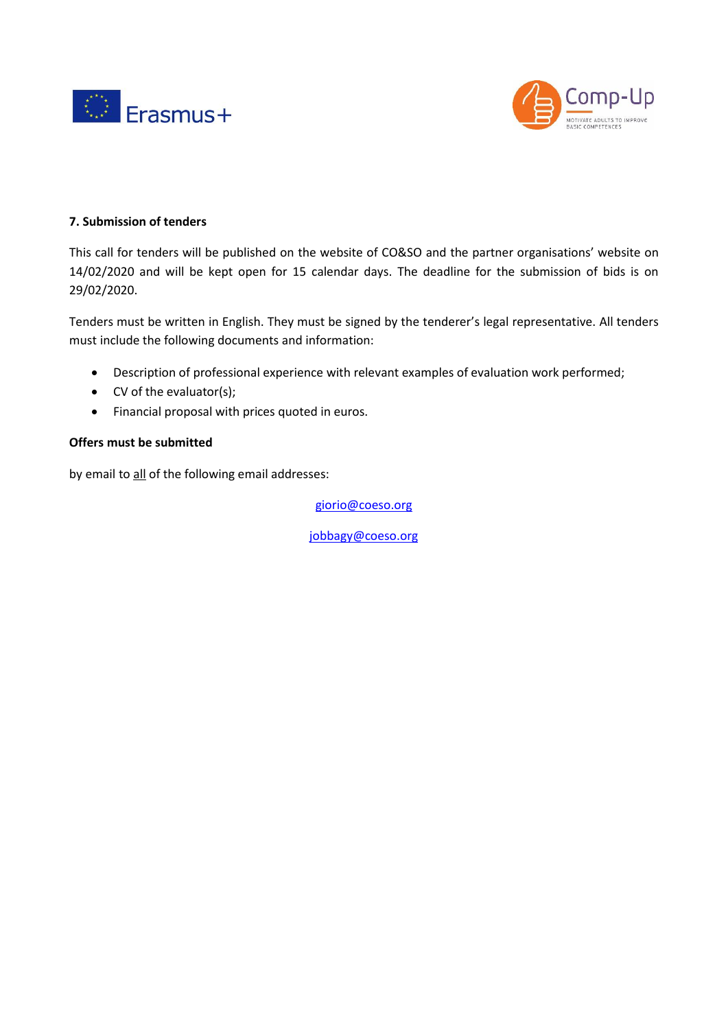**7. Submission of tenders**

This call for tenders will be published on the website of CO&SO and the partner organisations' website on 14/02/2020 and will be kept open for 15 calendar days. The deadline for the submission of bids is on 29/02/2020.

Tenders must be written in English. They must be signed by the tenderer's legal representative. All tenders must include the following documents and information:

- Description of professional experience with relevant examples of evaluation work performed;
- CV of the evaluator(s);
- Financial proposal with prices quoted in euros.

**Offers must be submitted**

by email to all of the following email addresses:

giorio@coeso.org

jobbagy@coeso.org